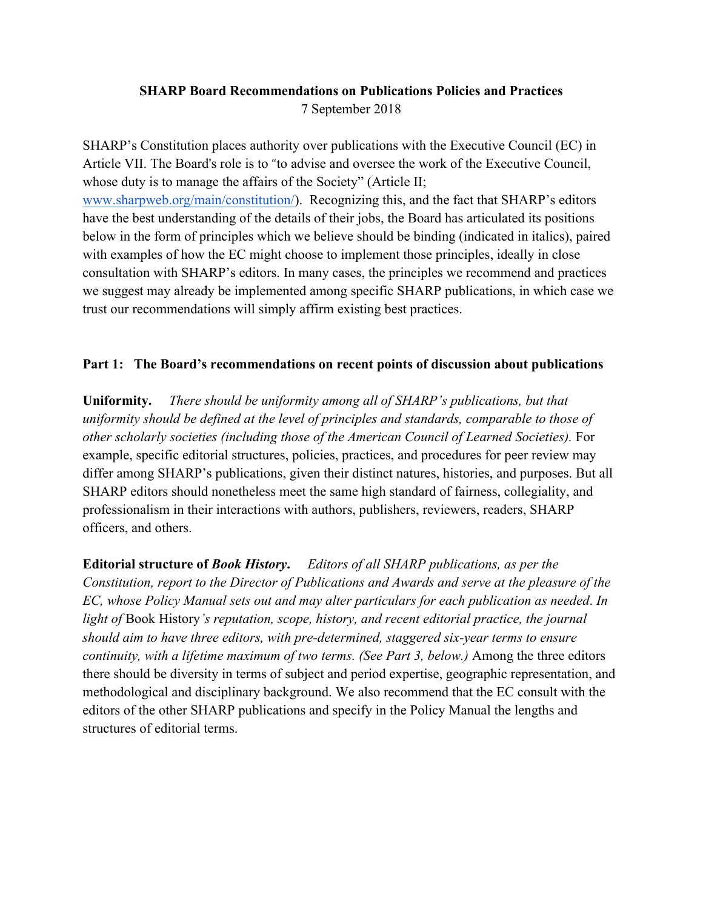**SHARP Board Recommendations on Publications Policies and Practices**
7 September 2018

SHARP's Constitution places authority over publications with the Executive Council (EC) in Article VII. The Board's role is to "to advise and oversee the work of the Executive Council, whose duty is to manage the affairs of the Society" (Article II; www.sharpweb.org/main/constitution/). Recognizing this, and the fact that SHARP's editors have the best understanding of the details of their jobs, the Board has articulated its positions below in the form of principles which we believe should be binding (indicated in italics), paired with examples of how the EC might choose to implement those principles, ideally in close consultation with SHARP's editors. In many cases, the principles we recommend and practices we suggest may already be implemented among specific SHARP publications, in which case we trust our recommendations will simply affirm existing best practices.

## Part 1: The Board's recommendations on recent points of discussion about publications

**Uniformity.** *There should be uniformity among all of SHARP's publications, but that uniformity should be defined at the level of principles and standards, comparable to those of other scholarly societies (including those of the American Council of Learned Societies).* For example, specific editorial structures, policies, practices, and procedures for peer review may differ among SHARP's publications, given their distinct natures, histories, and purposes. But all SHARP editors should nonetheless meet the same high standard of fairness, collegiality, and professionalism in their interactions with authors, publishers, reviewers, readers, SHARP officers, and others.

**Editorial structure of *Book History*.** *Editors of all SHARP publications, as per the Constitution, report to the Director of Publications and Awards and serve at the pleasure of the EC, whose Policy Manual sets out and may alter particulars for each publication as needed. In light of* Book History*'s reputation, scope, history, and recent editorial practice, the journal should aim to have three editors, with pre-determined, staggered six-year terms to ensure continuity, with a lifetime maximum of two terms. (See Part 3, below.)* Among the three editors there should be diversity in terms of subject and period expertise, geographic representation, and methodological and disciplinary background. We also recommend that the EC consult with the editors of the other SHARP publications and specify in the Policy Manual the lengths and structures of editorial terms.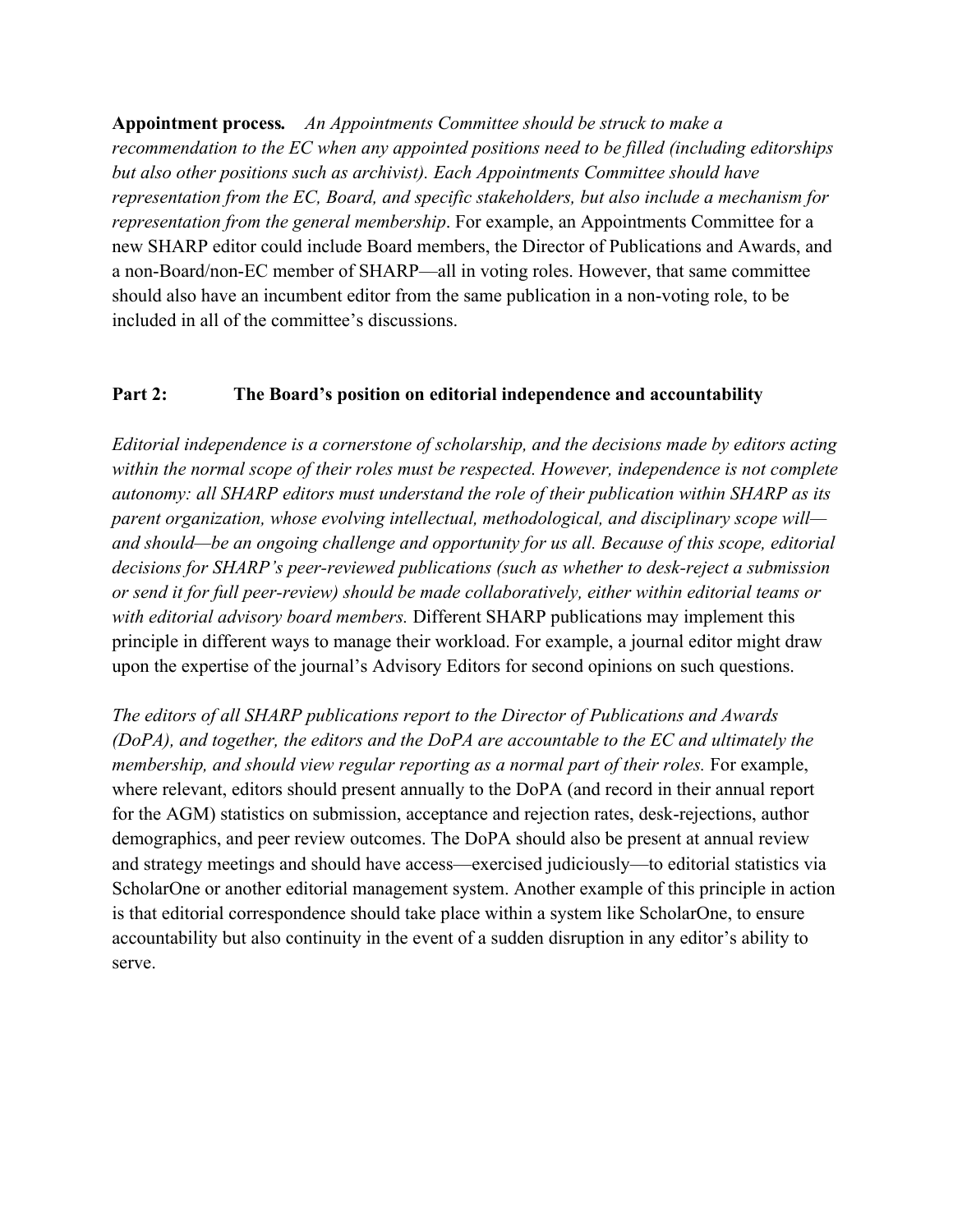**Appointment process.** *An Appointments Committee should be struck to make a recommendation to the EC when any appointed positions need to be filled (including editorships but also other positions such as archivist). Each Appointments Committee should have representation from the EC, Board, and specific stakeholders, but also include a mechanism for representation from the general membership*. For example, an Appointments Committee for a new SHARP editor could include Board members, the Director of Publications and Awards, and a non-Board/non-EC member of SHARP—all in voting roles. However, that same committee should also have an incumbent editor from the same publication in a non-voting role, to be included in all of the committee's discussions.

## Part 2: The Board's position on editorial independence and accountability

*Editorial independence is a cornerstone of scholarship, and the decisions made by editors acting within the normal scope of their roles must be respected. However, independence is not complete autonomy: all SHARP editors must understand the role of their publication within SHARP as its parent organization, whose evolving intellectual, methodological, and disciplinary scope will—and should—be an ongoing challenge and opportunity for us all. Because of this scope, editorial decisions for SHARP's peer-reviewed publications (such as whether to desk-reject a submission or send it for full peer-review) should be made collaboratively, either within editorial teams or with editorial advisory board members.* Different SHARP publications may implement this principle in different ways to manage their workload. For example, a journal editor might draw upon the expertise of the journal's Advisory Editors for second opinions on such questions.

*The editors of all SHARP publications report to the Director of Publications and Awards (DoPA), and together, the editors and the DoPA are accountable to the EC and ultimately the membership, and should view regular reporting as a normal part of their roles.* For example, where relevant, editors should present annually to the DoPA (and record in their annual report for the AGM) statistics on submission, acceptance and rejection rates, desk-rejections, author demographics, and peer review outcomes. The DoPA should also be present at annual review and strategy meetings and should have access—exercised judiciously—to editorial statistics via ScholarOne or another editorial management system. Another example of this principle in action is that editorial correspondence should take place within a system like ScholarOne, to ensure accountability but also continuity in the event of a sudden disruption in any editor's ability to serve.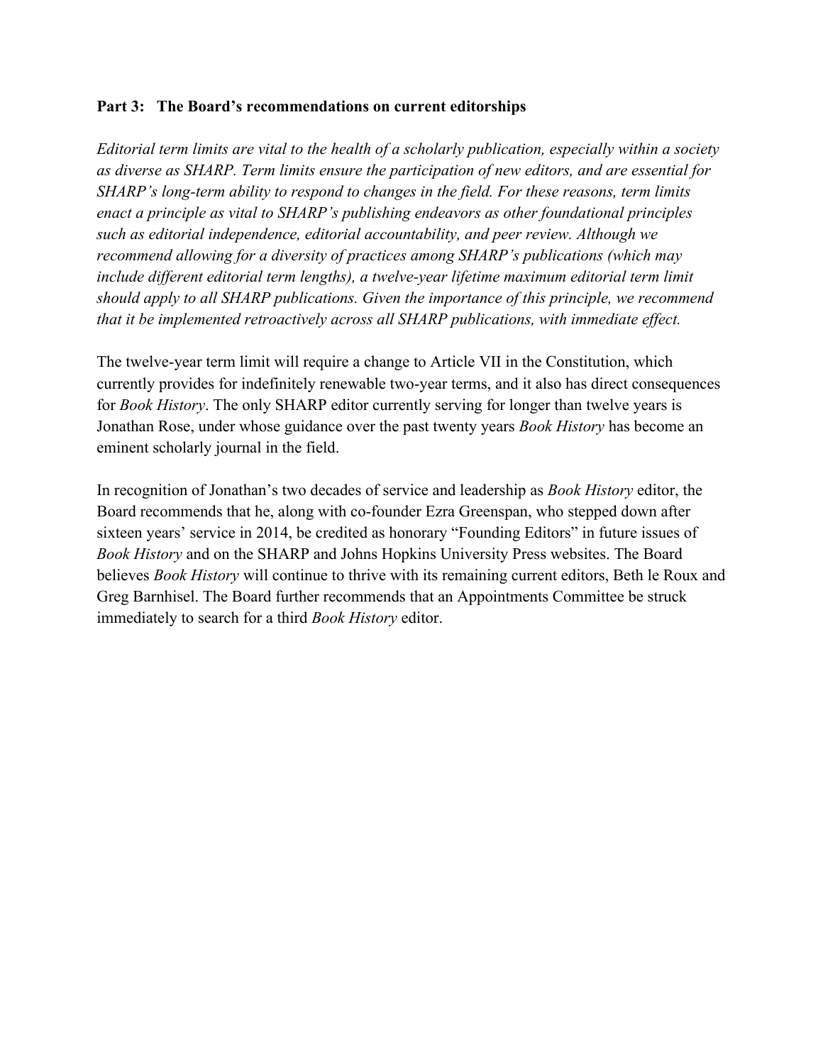**Part 3: The Board's recommendations on current editorships**

*Editorial term limits are vital to the health of a scholarly publication, especially within a society as diverse as SHARP. Term limits ensure the participation of new editors, and are essential for SHARP's long-term ability to respond to changes in the field. For these reasons, term limits enact a principle as vital to SHARP's publishing endeavors as other foundational principles such as editorial independence, editorial accountability, and peer review. Although we recommend allowing for a diversity of practices among SHARP's publications (which may include different editorial term lengths), a twelve-year lifetime maximum editorial term limit should apply to all SHARP publications. Given the importance of this principle, we recommend that it be implemented retroactively across all SHARP publications, with immediate effect.*

The twelve-year term limit will require a change to Article VII in the Constitution, which currently provides for indefinitely renewable two-year terms, and it also has direct consequences for *Book History*. The only SHARP editor currently serving for longer than twelve years is Jonathan Rose, under whose guidance over the past twenty years *Book History* has become an eminent scholarly journal in the field.

In recognition of Jonathan's two decades of service and leadership as *Book History* editor, the Board recommends that he, along with co-founder Ezra Greenspan, who stepped down after sixteen years' service in 2014, be credited as honorary "Founding Editors" in future issues of *Book History* and on the SHARP and Johns Hopkins University Press websites. The Board believes *Book History* will continue to thrive with its remaining current editors, Beth le Roux and Greg Barnhisel. The Board further recommends that an Appointments Committee be struck immediately to search for a third *Book History* editor.